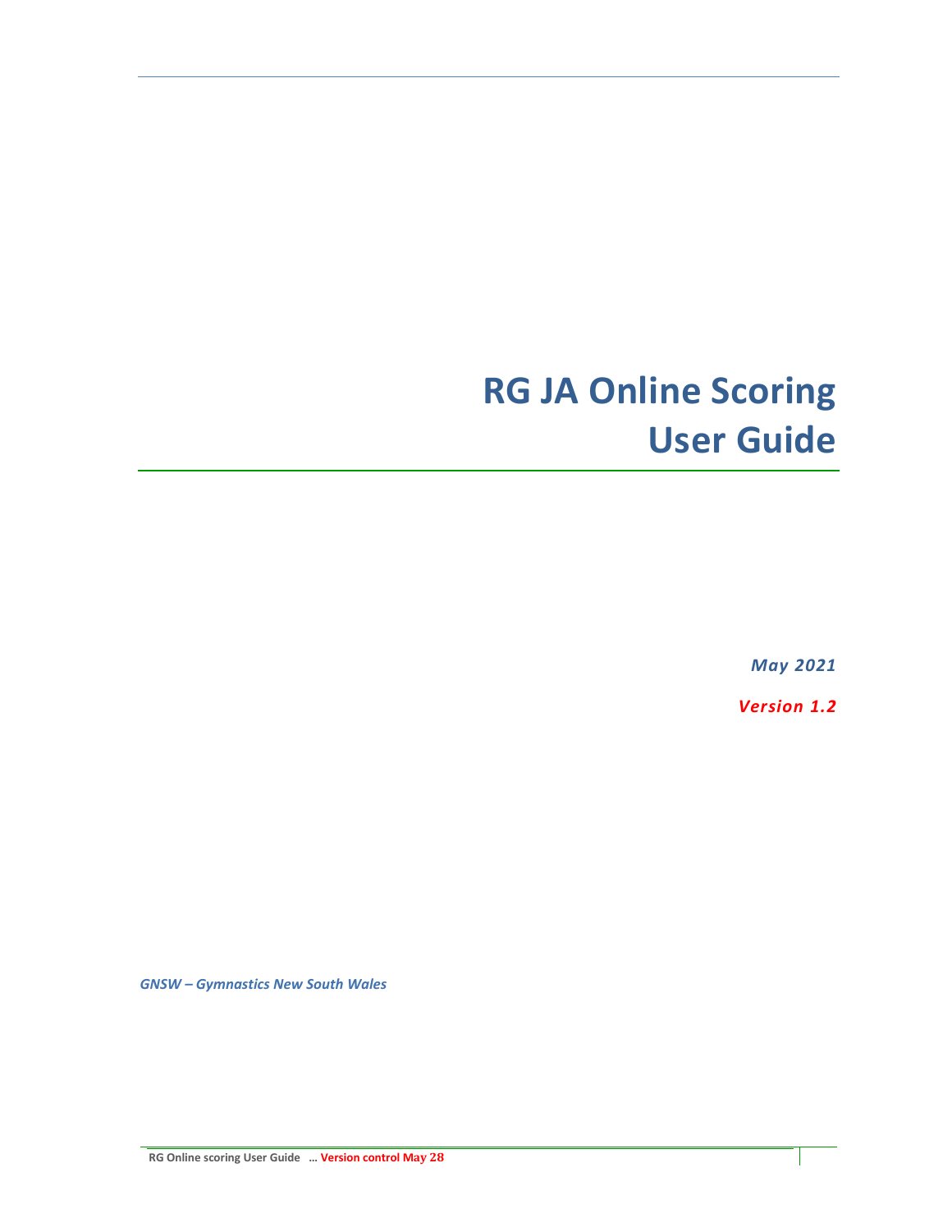# RG JA Online Scoring User Guide

*May 2021*

*Version 1.2*

*GNSW – Gymnastics New South Wales*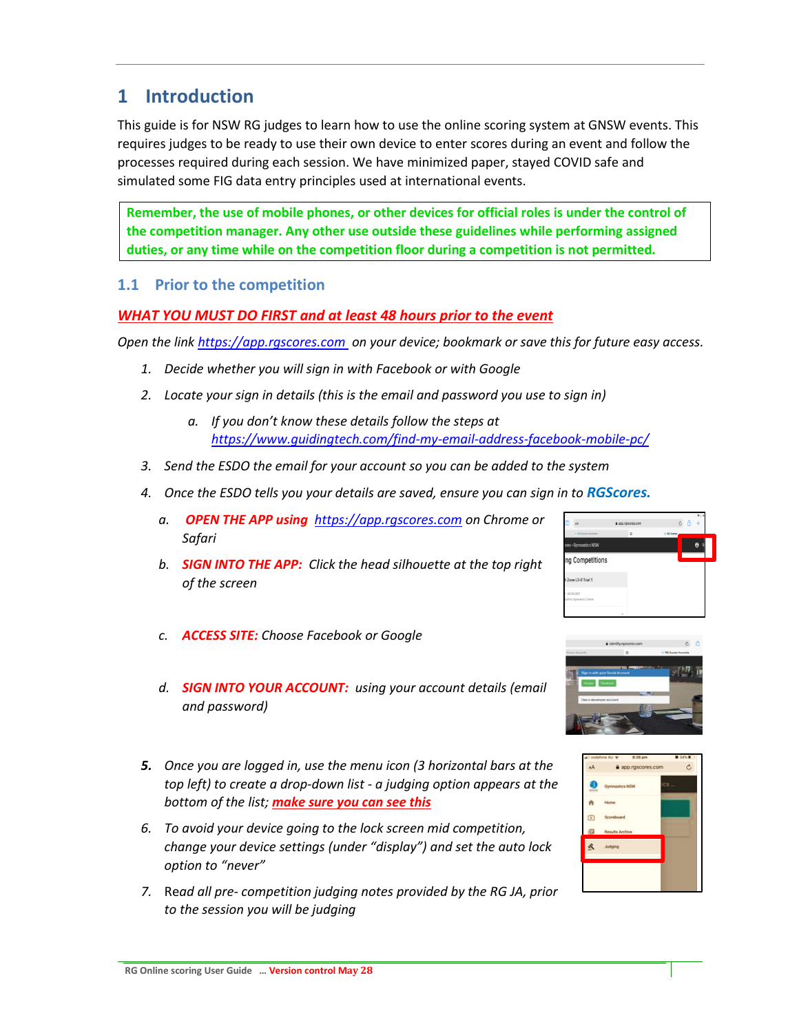# 1 Introduction

This guide is for NSW RG judges to learn how to use the online scoring system at GNSW events. This requires judges to be ready to use their own device to enter scores during an event and follow the processes required during each session. We have minimized paper, stayed COVID safe and simulated some FIG data entry principles used at international events.

**Remember, the use of mobile phones, or other devices for official roles is under the control of the competition manager. Any other use outside these guidelines while performing assigned duties, or any time while on the competition floor during a competition is not permitted.**

## 1.1 Prior to the competition

***WHAT YOU MUST DO FIRST and at least 48 hours prior to the event***

*Open the link https://app.rgscores.com on your device; bookmark or save this for future easy access.*

1. *Decide whether you will sign in with Facebook or with Google*
2. *Locate your sign in details (this is the email and password you use to sign in)*
   a. *If you don't know these details follow the steps at https://www.guidingtech.com/find-my-email-address-facebook-mobile-pc/*
3. *Send the ESDO the email for your account so you can be added to the system*
4. *Once the ESDO tells you your details are saved, ensure you can sign in to* ***RGScores.***
   a. ***OPEN THE APP using*** *https://app.rgscores.com on Chrome or Safari*
   b. ***SIGN INTO THE APP:*** *Click the head silhouette at the top right of the screen*
   c. ***ACCESS SITE:*** *Choose Facebook or Google*
   d. ***SIGN INTO YOUR ACCOUNT:*** *using your account details (email and password)*
5. *Once you are logged in, use the menu icon (3 horizontal bars at the top left) to create a drop-down list - a judging option appears at the bottom of the list;* ***make sure you can see this***
6. *To avoid your device going to the lock screen mid competition, change your device settings (under "display") and set the auto lock option to "never"*
7. *Read all pre- competition judging notes provided by the RG JA, prior to the session you will be judging*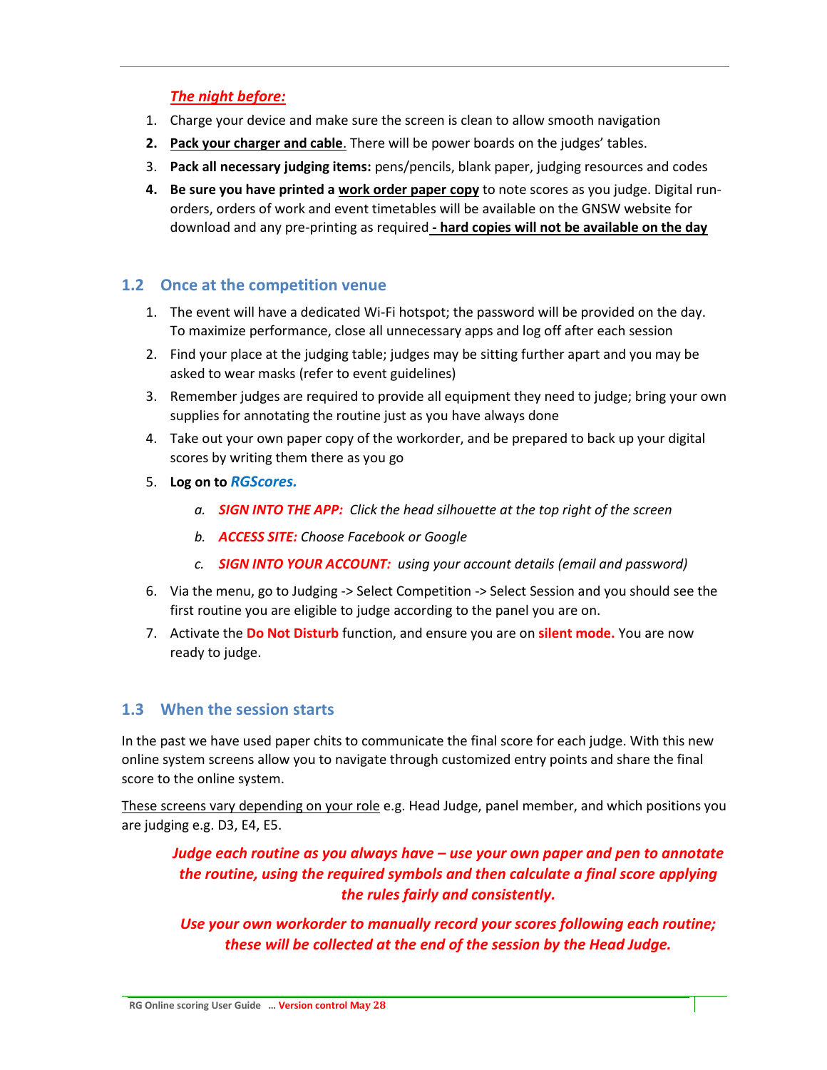***The night before:***

1. Charge your device and make sure the screen is clean to allow smooth navigation
2. **Pack your charger and cable**. There will be power boards on the judges' tables.
3. **Pack all necessary judging items:** pens/pencils, blank paper, judging resources and codes
4. **Be sure you have printed a work order paper copy** to note scores as you judge. Digital run-orders, orders of work and event timetables will be available on the GNSW website for download and any pre-printing as required **- hard copies will not be available on the day**

## 1.2 Once at the competition venue

1. The event will have a dedicated Wi-Fi hotspot; the password will be provided on the day. To maximize performance, close all unnecessary apps and log off after each session
2. Find your place at the judging table; judges may be sitting further apart and you may be asked to wear masks (refer to event guidelines)
3. Remember judges are required to provide all equipment they need to judge; bring your own supplies for annotating the routine just as you have always done
4. Take out your own paper copy of the workorder, and be prepared to back up your digital scores by writing them there as you go
5. **Log on to *RGScores.***
   a. ***SIGN INTO THE APP:*** *Click the head silhouette at the top right of the screen*
   b. ***ACCESS SITE:*** *Choose Facebook or Google*
   c. ***SIGN INTO YOUR ACCOUNT:*** *using your account details (email and password)*
6. Via the menu, go to Judging -> Select Competition -> Select Session and you should see the first routine you are eligible to judge according to the panel you are on.
7. Activate the **Do Not Disturb** function, and ensure you are on **silent mode.** You are now ready to judge.

## 1.3 When the session starts

In the past we have used paper chits to communicate the final score for each judge. With this new online system screens allow you to navigate through customized entry points and share the final score to the online system.

These screens vary depending on your role e.g. Head Judge, panel member, and which positions you are judging e.g. D3, E4, E5.

***Judge each routine as you always have – use your own paper and pen to annotate the routine, using the required symbols and then calculate a final score applying the rules fairly and consistently.***

***Use your own workorder to manually record your scores following each routine; these will be collected at the end of the session by the Head Judge.***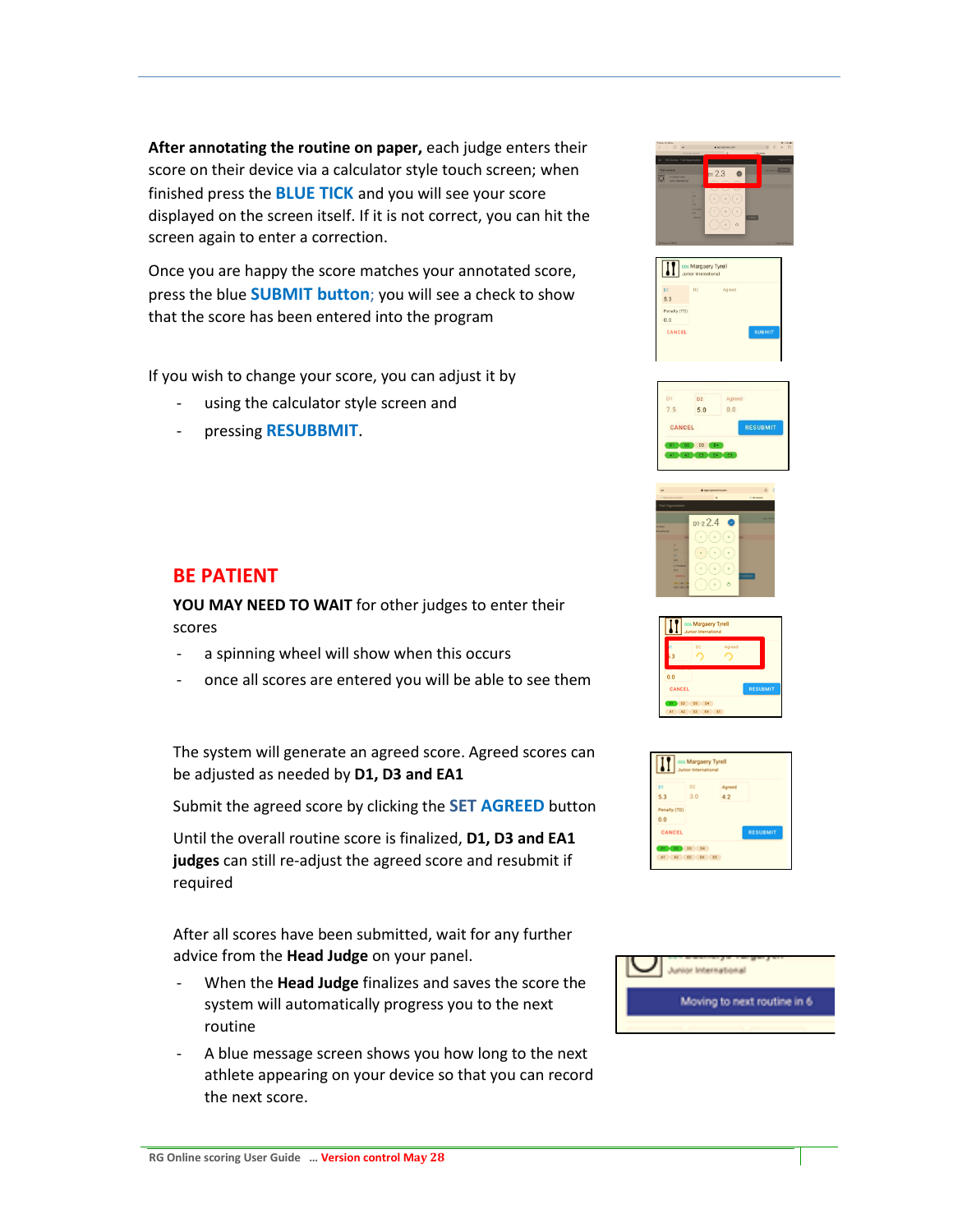**After annotating the routine on paper,** each judge enters their score on their device via a calculator style touch screen; when finished press the **BLUE TICK** and you will see your score displayed on the screen itself. If it is not correct, you can hit the screen again to enter a correction.

Once you are happy the score matches your annotated score, press the blue **SUBMIT button**; you will see a check to show that the score has been entered into the program

If you wish to change your score, you can adjust it by

- using the calculator style screen and
- pressing **RESUBBMIT**.

## BE PATIENT

**YOU MAY NEED TO WAIT** for other judges to enter their scores

- a spinning wheel will show when this occurs
- once all scores are entered you will be able to see them

The system will generate an agreed score. Agreed scores can be adjusted as needed by **D1, D3 and EA1**

Submit the agreed score by clicking the **SET AGREED** button

Until the overall routine score is finalized, **D1, D3 and EA1 judges** can still re-adjust the agreed score and resubmit if required

After all scores have been submitted, wait for any further advice from the **Head Judge** on your panel.

- When the **Head Judge** finalizes and saves the score the system will automatically progress you to the next routine
- A blue message screen shows you how long to the next athlete appearing on your device so that you can record the next score.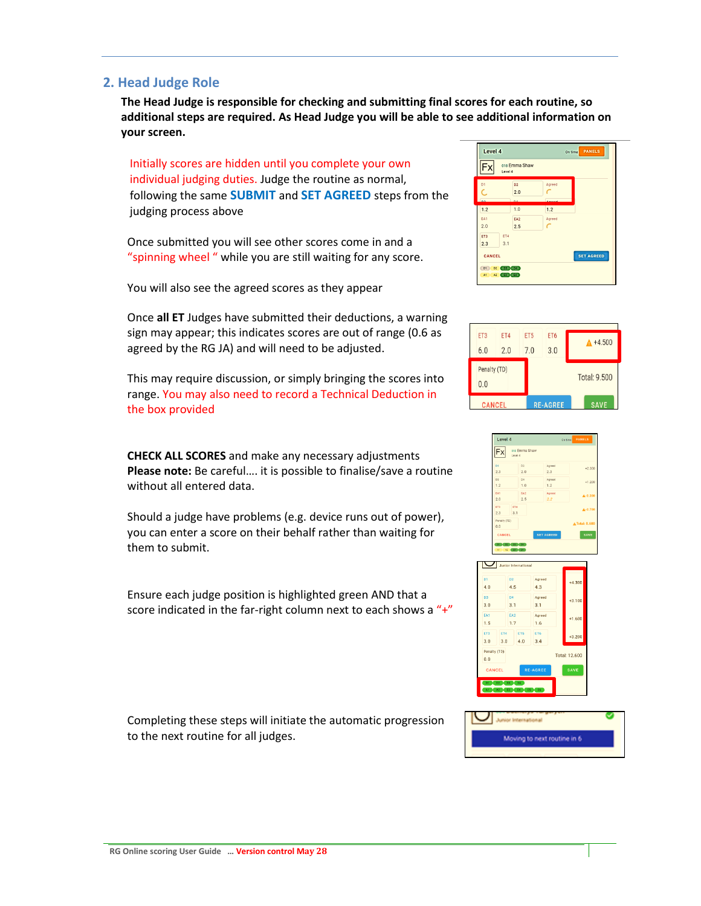## 2. Head Judge Role

**The Head Judge is responsible for checking and submitting final scores for each routine, so additional steps are required. As Head Judge you will be able to see additional information on your screen.**

Initially scores are hidden until you complete your own individual judging duties. Judge the routine as normal, following the same **SUBMIT** and **SET AGREED** steps from the judging process above

Once submitted you will see other scores come in and a "spinning wheel " while you are still waiting for any score.

You will also see the agreed scores as they appear

Once **all ET** Judges have submitted their deductions, a warning sign may appear; this indicates scores are out of range (0.6 as agreed by the RG JA) and will need to be adjusted.

This may require discussion, or simply bringing the scores into range. You may also need to record a Technical Deduction in the box provided

**CHECK ALL SCORES** and make any necessary adjustments
**Please note:** Be careful…. it is possible to finalise/save a routine without all entered data.

Should a judge have problems (e.g. device runs out of power), you can enter a score on their behalf rather than waiting for them to submit.

Ensure each judge position is highlighted green AND that a score indicated in the far-right column next to each shows a "+"

Completing these steps will initiate the automatic progression to the next routine for all judges.